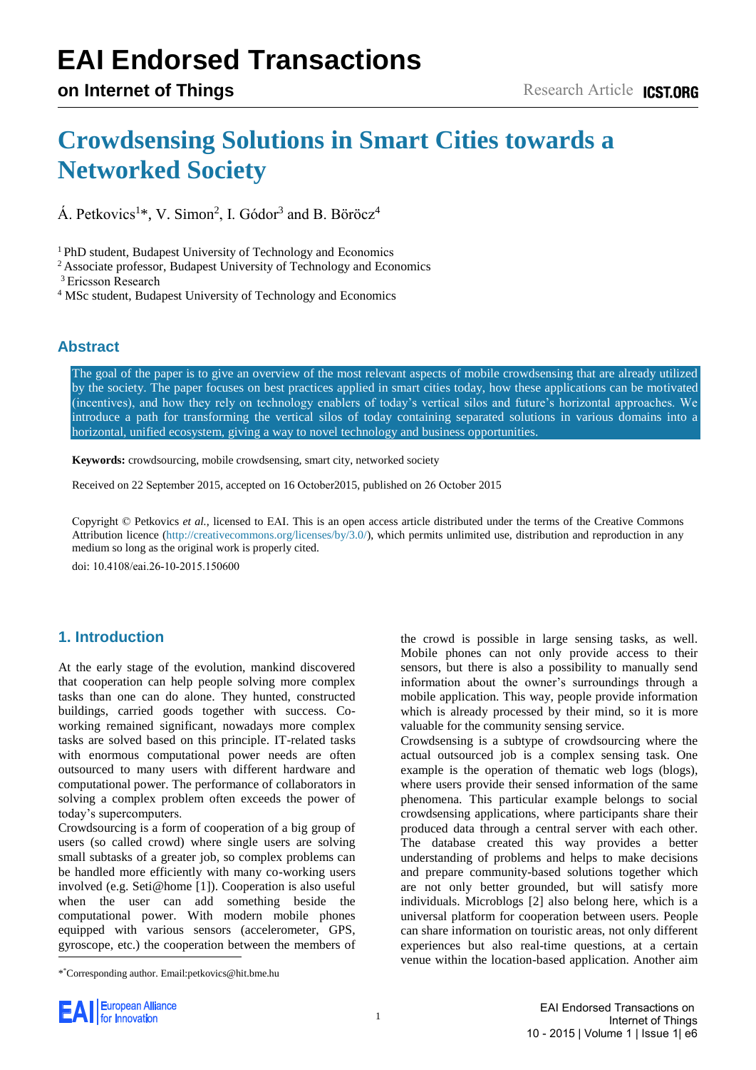# EAI Endorsed Transactions on Internet of Things

Research Article

# Crowdsensing Solutions in Smart Cities towards a Networked Society

Á. Petkovics[1]*, V. Simon[2], I. Gódor[3] and B. Böröcz[4]

[1] PhD student, Budapest University of Technology and Economics
[2] Associate professor, Budapest University of Technology and Economics
[3] Ericsson Research
[4] MSc student, Budapest University of Technology and Economics

## Abstract

The goal of the paper is to give an overview of the most relevant aspects of mobile crowdsensing that are already utilized by the society. The paper focuses on best practices applied in smart cities today, how these applications can be motivated (incentives), and how they rely on technology enablers of today's vertical silos and future's horizontal approaches. We introduce a path for transforming the vertical silos of today containing separated solutions in various domains into a horizontal, unified ecosystem, giving a way to novel technology and business opportunities.

**Keywords:** crowdsourcing, mobile crowdsensing, smart city, networked society

Received on 22 September 2015, accepted on 16 October2015, published on 26 October 2015

Copyright © Petkovics *et al.*, licensed to EAI. This is an open access article distributed under the terms of the Creative Commons Attribution licence (http://creativecommons.org/licenses/by/3.0/), which permits unlimited use, distribution and reproduction in any medium so long as the original work is properly cited.

doi: 10.4108/eai.26-10-2015.150600

## 1. Introduction

At the early stage of the evolution, mankind discovered that cooperation can help people solving more complex tasks than one can do alone. They hunted, constructed buildings, carried goods together with success. Co-working remained significant, nowadays more complex tasks are solved based on this principle. IT-related tasks with enormous computational power needs are often outsourced to many users with different hardware and computational power. The performance of collaborators in solving a complex problem often exceeds the power of today's supercomputers.

Crowdsourcing is a form of cooperation of a big group of users (so called crowd) where single users are solving small subtasks of a greater job, so complex problems can be handled more efficiently with many co-working users involved (e.g. Seti@home [1]). Cooperation is also useful when the user can add something beside the computational power. With modern mobile phones equipped with various sensors (accelerometer, GPS, gyroscope, etc.) the cooperation between the members of the crowd is possible in large sensing tasks, as well. Mobile phones can not only provide access to their sensors, but there is also a possibility to manually send information about the owner's surroundings through a mobile application. This way, people provide information which is already processed by their mind, so it is more valuable for the community sensing service.

Crowdsensing is a subtype of crowdsourcing where the actual outsourced job is a complex sensing task. One example is the operation of thematic web logs (blogs), where users provide their sensed information of the same phenomena. This particular example belongs to social crowdsensing applications, where participants share their produced data through a central server with each other. The database created this way provides a better understanding of problems and helps to make decisions and prepare community-based solutions together which are not only better grounded, but will satisfy more individuals. Microblogs [2] also belong here, which is a universal platform for cooperation between users. People can share information on touristic areas, not only different experiences but also real-time questions, at a certain venue within the location-based application. Another aim

*Corresponding author. Email:petkovics@hit.bme.hu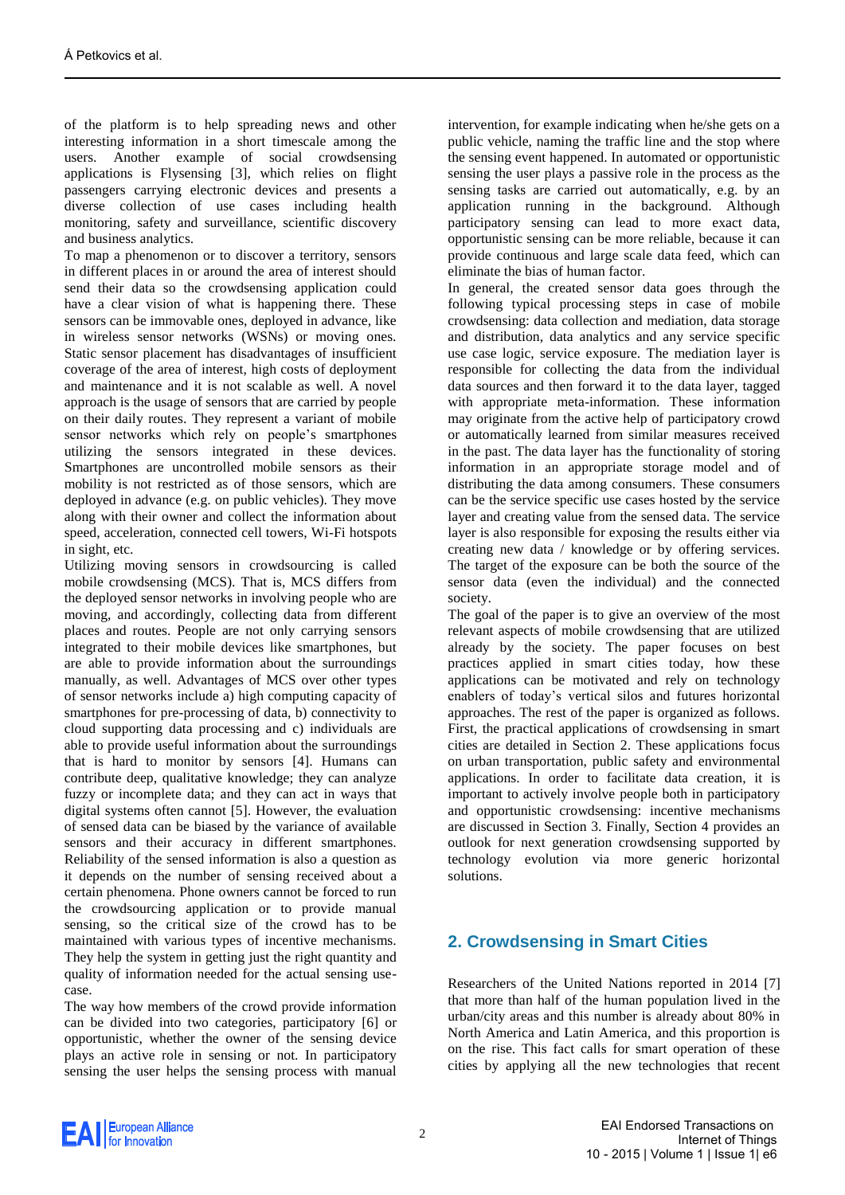of the platform is to help spreading news and other interesting information in a short timescale among the users. Another example of social crowdsensing applications is Flysensing [3], which relies on flight passengers carrying electronic devices and presents a diverse collection of use cases including health monitoring, safety and surveillance, scientific discovery and business analytics.

To map a phenomenon or to discover a territory, sensors in different places in or around the area of interest should send their data so the crowdsensing application could have a clear vision of what is happening there. These sensors can be immovable ones, deployed in advance, like in wireless sensor networks (WSNs) or moving ones. Static sensor placement has disadvantages of insufficient coverage of the area of interest, high costs of deployment and maintenance and it is not scalable as well. A novel approach is the usage of sensors that are carried by people on their daily routes. They represent a variant of mobile sensor networks which rely on people's smartphones utilizing the sensors integrated in these devices. Smartphones are uncontrolled mobile sensors as their mobility is not restricted as of those sensors, which are deployed in advance (e.g. on public vehicles). They move along with their owner and collect the information about speed, acceleration, connected cell towers, Wi-Fi hotspots in sight, etc.

Utilizing moving sensors in crowdsourcing is called mobile crowdsensing (MCS). That is, MCS differs from the deployed sensor networks in involving people who are moving, and accordingly, collecting data from different places and routes. People are not only carrying sensors integrated to their mobile devices like smartphones, but are able to provide information about the surroundings manually, as well. Advantages of MCS over other types of sensor networks include a) high computing capacity of smartphones for pre-processing of data, b) connectivity to cloud supporting data processing and c) individuals are able to provide useful information about the surroundings that is hard to monitor by sensors [4]. Humans can contribute deep, qualitative knowledge; they can analyze fuzzy or incomplete data; and they can act in ways that digital systems often cannot [5]. However, the evaluation of sensed data can be biased by the variance of available sensors and their accuracy in different smartphones. Reliability of the sensed information is also a question as it depends on the number of sensing received about a certain phenomena. Phone owners cannot be forced to run the crowdsourcing application or to provide manual sensing, so the critical size of the crowd has to be maintained with various types of incentive mechanisms. They help the system in getting just the right quantity and quality of information needed for the actual sensing use-case.

The way how members of the crowd provide information can be divided into two categories, participatory [6] or opportunistic, whether the owner of the sensing device plays an active role in sensing or not. In participatory sensing the user helps the sensing process with manual intervention, for example indicating when he/she gets on a public vehicle, naming the traffic line and the stop where the sensing event happened. In automated or opportunistic sensing the user plays a passive role in the process as the sensing tasks are carried out automatically, e.g. by an application running in the background. Although participatory sensing can lead to more exact data, opportunistic sensing can be more reliable, because it can provide continuous and large scale data feed, which can eliminate the bias of human factor.

In general, the created sensor data goes through the following typical processing steps in case of mobile crowdsensing: data collection and mediation, data storage and distribution, data analytics and any service specific use case logic, service exposure. The mediation layer is responsible for collecting the data from the individual data sources and then forward it to the data layer, tagged with appropriate meta-information. These information may originate from the active help of participatory crowd or automatically learned from similar measures received in the past. The data layer has the functionality of storing information in an appropriate storage model and of distributing the data among consumers. These consumers can be the service specific use cases hosted by the service layer and creating value from the sensed data. The service layer is also responsible for exposing the results either via creating new data / knowledge or by offering services. The target of the exposure can be both the source of the sensor data (even the individual) and the connected society.

The goal of the paper is to give an overview of the most relevant aspects of mobile crowdsensing that are utilized already by the society. The paper focuses on best practices applied in smart cities today, how these applications can be motivated and rely on technology enablers of today's vertical silos and futures horizontal approaches. The rest of the paper is organized as follows. First, the practical applications of crowdsensing in smart cities are detailed in Section 2. These applications focus on urban transportation, public safety and environmental applications. In order to facilitate data creation, it is important to actively involve people both in participatory and opportunistic crowdsensing: incentive mechanisms are discussed in Section 3. Finally, Section 4 provides an outlook for next generation crowdsensing supported by technology evolution via more generic horizontal solutions.

## 2. Crowdsensing in Smart Cities

Researchers of the United Nations reported in 2014 [7] that more than half of the human population lived in the urban/city areas and this number is already about 80% in North America and Latin America, and this proportion is on the rise. This fact calls for smart operation of these cities by applying all the new technologies that recent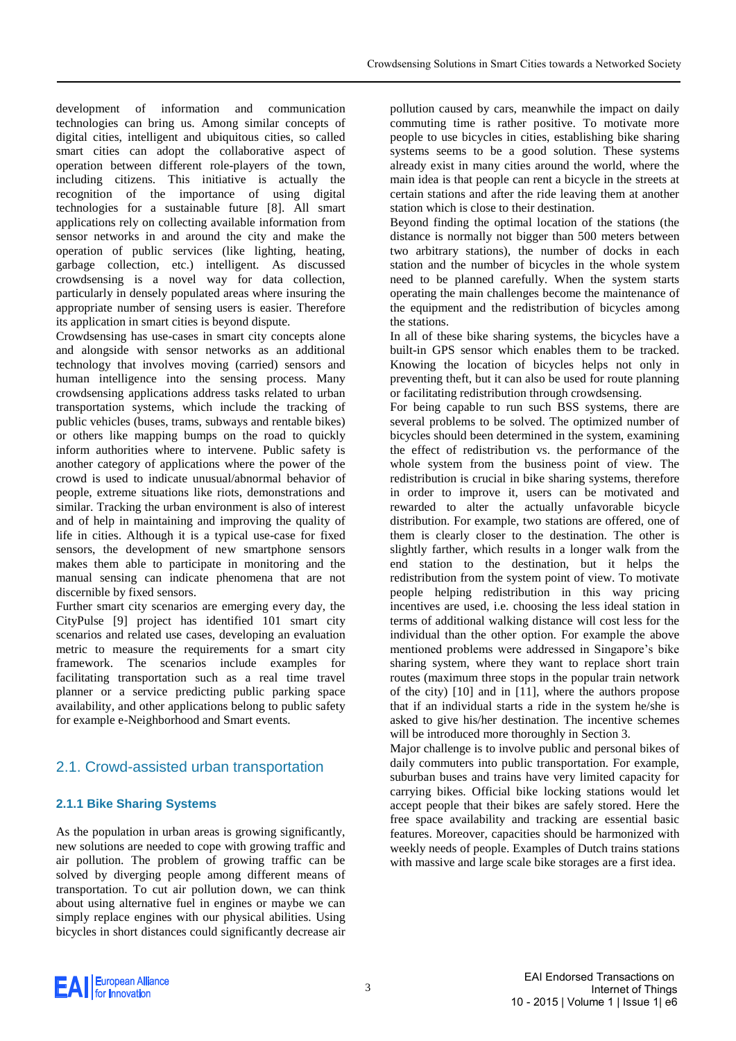development of information and communication technologies can bring us. Among similar concepts of digital cities, intelligent and ubiquitous cities, so called smart cities can adopt the collaborative aspect of operation between different role-players of the town, including citizens. This initiative is actually the recognition of the importance of using digital technologies for a sustainable future [8]. All smart applications rely on collecting available information from sensor networks in and around the city and make the operation of public services (like lighting, heating, garbage collection, etc.) intelligent. As discussed crowdsensing is a novel way for data collection, particularly in densely populated areas where insuring the appropriate number of sensing users is easier. Therefore its application in smart cities is beyond dispute.

Crowdsensing has use-cases in smart city concepts alone and alongside with sensor networks as an additional technology that involves moving (carried) sensors and human intelligence into the sensing process. Many crowdsensing applications address tasks related to urban transportation systems, which include the tracking of public vehicles (buses, trams, subways and rentable bikes) or others like mapping bumps on the road to quickly inform authorities where to intervene. Public safety is another category of applications where the power of the crowd is used to indicate unusual/abnormal behavior of people, extreme situations like riots, demonstrations and similar. Tracking the urban environment is also of interest and of help in maintaining and improving the quality of life in cities. Although it is a typical use-case for fixed sensors, the development of new smartphone sensors makes them able to participate in monitoring and the manual sensing can indicate phenomena that are not discernible by fixed sensors.

Further smart city scenarios are emerging every day, the CityPulse [9] project has identified 101 smart city scenarios and related use cases, developing an evaluation metric to measure the requirements for a smart city framework. The scenarios include examples for facilitating transportation such as a real time travel planner or a service predicting public parking space availability, and other applications belong to public safety for example e-Neighborhood and Smart events.

## 2.1. Crowd-assisted urban transportation

### 2.1.1 Bike Sharing Systems

As the population in urban areas is growing significantly, new solutions are needed to cope with growing traffic and air pollution. The problem of growing traffic can be solved by diverging people among different means of transportation. To cut air pollution down, we can think about using alternative fuel in engines or maybe we can simply replace engines with our physical abilities. Using bicycles in short distances could significantly decrease air pollution caused by cars, meanwhile the impact on daily commuting time is rather positive. To motivate more people to use bicycles in cities, establishing bike sharing systems seems to be a good solution. These systems already exist in many cities around the world, where the main idea is that people can rent a bicycle in the streets at certain stations and after the ride leaving them at another station which is close to their destination.

Beyond finding the optimal location of the stations (the distance is normally not bigger than 500 meters between two arbitrary stations), the number of docks in each station and the number of bicycles in the whole system need to be planned carefully. When the system starts operating the main challenges become the maintenance of the equipment and the redistribution of bicycles among the stations.

In all of these bike sharing systems, the bicycles have a built-in GPS sensor which enables them to be tracked. Knowing the location of bicycles helps not only in preventing theft, but it can also be used for route planning or facilitating redistribution through crowdsensing.

For being capable to run such BSS systems, there are several problems to be solved. The optimized number of bicycles should been determined in the system, examining the effect of redistribution vs. the performance of the whole system from the business point of view. The redistribution is crucial in bike sharing systems, therefore in order to improve it, users can be motivated and rewarded to alter the actually unfavorable bicycle distribution. For example, two stations are offered, one of them is clearly closer to the destination. The other is slightly farther, which results in a longer walk from the end station to the destination, but it helps the redistribution from the system point of view. To motivate people helping redistribution in this way pricing incentives are used, i.e. choosing the less ideal station in terms of additional walking distance will cost less for the individual than the other option. For example the above mentioned problems were addressed in Singapore's bike sharing system, where they want to replace short train routes (maximum three stops in the popular train network of the city) [10] and in [11], where the authors propose that if an individual starts a ride in the system he/she is asked to give his/her destination. The incentive schemes will be introduced more thoroughly in Section 3.

Major challenge is to involve public and personal bikes of daily commuters into public transportation. For example, suburban buses and trains have very limited capacity for carrying bikes. Official bike locking stations would let accept people that their bikes are safely stored. Here the free space availability and tracking are essential basic features. Moreover, capacities should be harmonized with weekly needs of people. Examples of Dutch trains stations with massive and large scale bike storages are a first idea.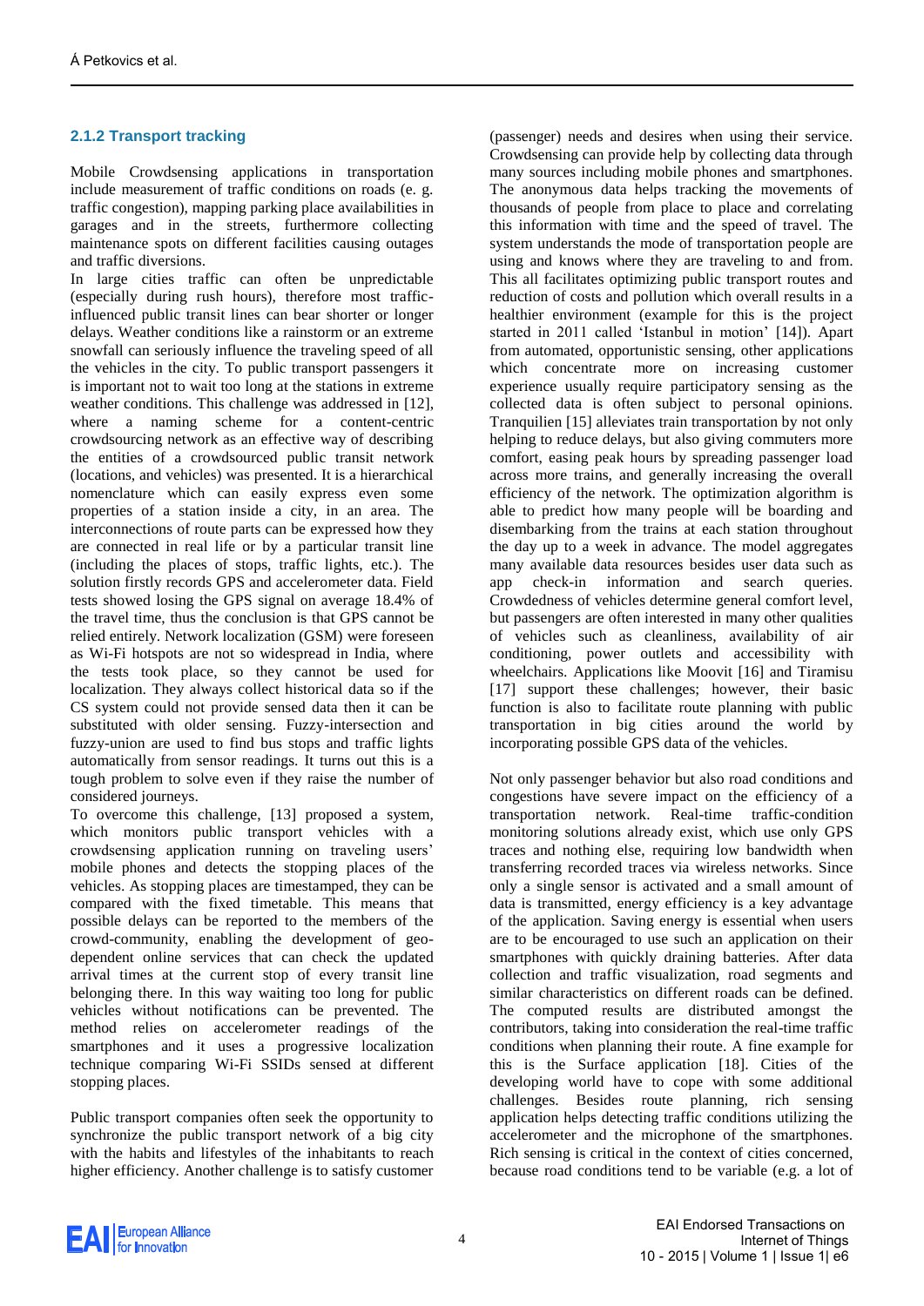### 2.1.2 Transport tracking

Mobile Crowdsensing applications in transportation include measurement of traffic conditions on roads (e. g. traffic congestion), mapping parking place availabilities in garages and in the streets, furthermore collecting maintenance spots on different facilities causing outages and traffic diversions.

In large cities traffic can often be unpredictable (especially during rush hours), therefore most traffic-influenced public transit lines can bear shorter or longer delays. Weather conditions like a rainstorm or an extreme snowfall can seriously influence the traveling speed of all the vehicles in the city. To public transport passengers it is important not to wait too long at the stations in extreme weather conditions. This challenge was addressed in [12], where a naming scheme for a content-centric crowdsourcing network as an effective way of describing the entities of a crowdsourced public transit network (locations, and vehicles) was presented. It is a hierarchical nomenclature which can easily express even some properties of a station inside a city, in an area. The interconnections of route parts can be expressed how they are connected in real life or by a particular transit line (including the places of stops, traffic lights, etc.). The solution firstly records GPS and accelerometer data. Field tests showed losing the GPS signal on average 18.4% of the travel time, thus the conclusion is that GPS cannot be relied entirely. Network localization (GSM) were foreseen as Wi-Fi hotspots are not so widespread in India, where the tests took place, so they cannot be used for localization. They always collect historical data so if the CS system could not provide sensed data then it can be substituted with older sensing. Fuzzy-intersection and fuzzy-union are used to find bus stops and traffic lights automatically from sensor readings. It turns out this is a tough problem to solve even if they raise the number of considered journeys.

To overcome this challenge, [13] proposed a system, which monitors public transport vehicles with a crowdsensing application running on traveling users' mobile phones and detects the stopping places of the vehicles. As stopping places are timestamped, they can be compared with the fixed timetable. This means that possible delays can be reported to the members of the crowd-community, enabling the development of geo-dependent online services that can check the updated arrival times at the current stop of every transit line belonging there. In this way waiting too long for public vehicles without notifications can be prevented. The method relies on accelerometer readings of the smartphones and it uses a progressive localization technique comparing Wi-Fi SSIDs sensed at different stopping places.

Public transport companies often seek the opportunity to synchronize the public transport network of a big city with the habits and lifestyles of the inhabitants to reach higher efficiency. Another challenge is to satisfy customer (passenger) needs and desires when using their service. Crowdsensing can provide help by collecting data through many sources including mobile phones and smartphones. The anonymous data helps tracking the movements of thousands of people from place to place and correlating this information with time and the speed of travel. The system understands the mode of transportation people are using and knows where they are traveling to and from. This all facilitates optimizing public transport routes and reduction of costs and pollution which overall results in a healthier environment (example for this is the project started in 2011 called 'Istanbul in motion' [14]). Apart from automated, opportunistic sensing, other applications which concentrate more on increasing customer experience usually require participatory sensing as the collected data is often subject to personal opinions. Tranquilien [15] alleviates train transportation by not only helping to reduce delays, but also giving commuters more comfort, easing peak hours by spreading passenger load across more trains, and generally increasing the overall efficiency of the network. The optimization algorithm is able to predict how many people will be boarding and disembarking from the trains at each station throughout the day up to a week in advance. The model aggregates many available data resources besides user data such as app check-in information and search queries. Crowdedness of vehicles determine general comfort level, but passengers are often interested in many other qualities of vehicles such as cleanliness, availability of air conditioning, power outlets and accessibility with wheelchairs. Applications like Moovit [16] and Tiramisu [17] support these challenges; however, their basic function is also to facilitate route planning with public transportation in big cities around the world by incorporating possible GPS data of the vehicles.

Not only passenger behavior but also road conditions and congestions have severe impact on the efficiency of a transportation network. Real-time traffic-condition monitoring solutions already exist, which use only GPS traces and nothing else, requiring low bandwidth when transferring recorded traces via wireless networks. Since only a single sensor is activated and a small amount of data is transmitted, energy efficiency is a key advantage of the application. Saving energy is essential when users are to be encouraged to use such an application on their smartphones with quickly draining batteries. After data collection and traffic visualization, road segments and similar characteristics on different roads can be defined. The computed results are distributed amongst the contributors, taking into consideration the real-time traffic conditions when planning their route. A fine example for this is the Surface application [18]. Cities of the developing world have to cope with some additional challenges. Besides route planning, rich sensing application helps detecting traffic conditions utilizing the accelerometer and the microphone of the smartphones. Rich sensing is critical in the context of cities concerned, because road conditions tend to be variable (e.g. a lot of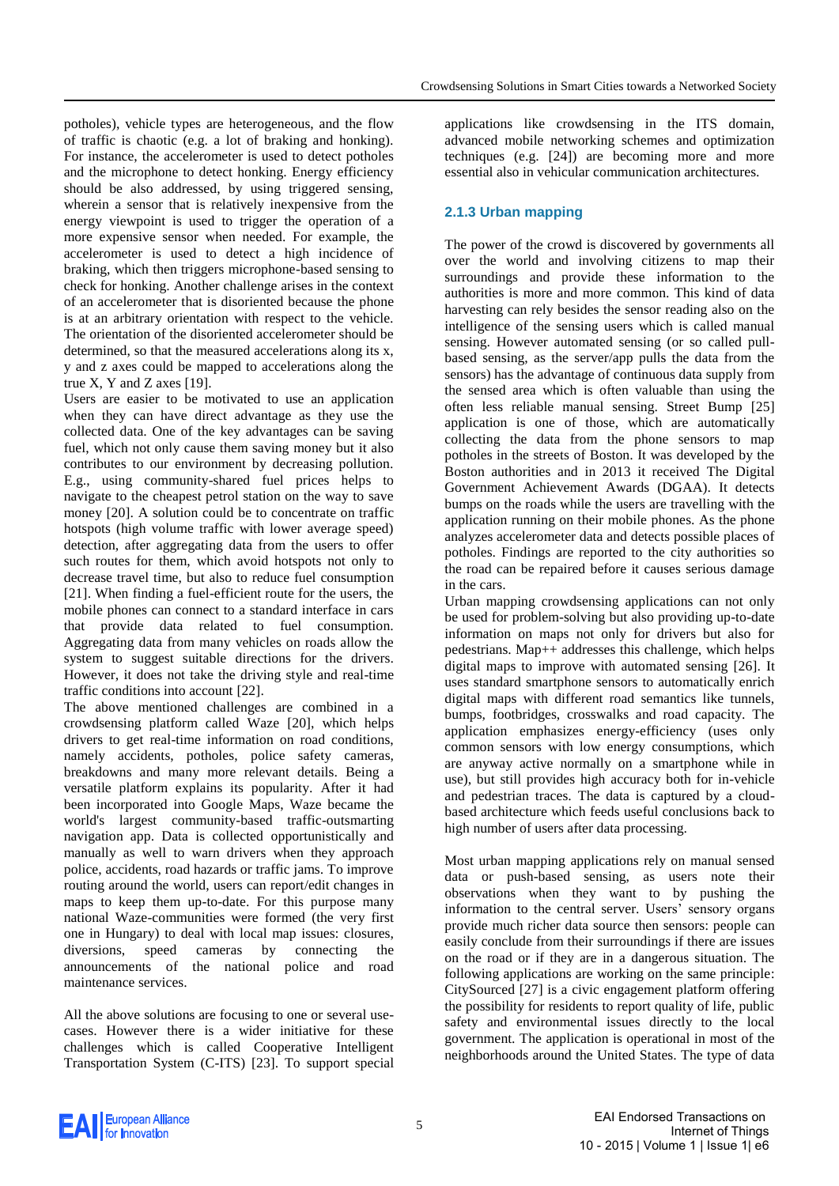potholes), vehicle types are heterogeneous, and the flow of traffic is chaotic (e.g. a lot of braking and honking). For instance, the accelerometer is used to detect potholes and the microphone to detect honking. Energy efficiency should be also addressed, by using triggered sensing, wherein a sensor that is relatively inexpensive from the energy viewpoint is used to trigger the operation of a more expensive sensor when needed. For example, the accelerometer is used to detect a high incidence of braking, which then triggers microphone-based sensing to check for honking. Another challenge arises in the context of an accelerometer that is disoriented because the phone is at an arbitrary orientation with respect to the vehicle. The orientation of the disoriented accelerometer should be determined, so that the measured accelerations along its x, y and z axes could be mapped to accelerations along the true X, Y and Z axes [19].

Users are easier to be motivated to use an application when they can have direct advantage as they use the collected data. One of the key advantages can be saving fuel, which not only cause them saving money but it also contributes to our environment by decreasing pollution. E.g., using community-shared fuel prices helps to navigate to the cheapest petrol station on the way to save money [20]. A solution could be to concentrate on traffic hotspots (high volume traffic with lower average speed) detection, after aggregating data from the users to offer such routes for them, which avoid hotspots not only to decrease travel time, but also to reduce fuel consumption [21]. When finding a fuel-efficient route for the users, the mobile phones can connect to a standard interface in cars that provide data related to fuel consumption. Aggregating data from many vehicles on roads allow the system to suggest suitable directions for the drivers. However, it does not take the driving style and real-time traffic conditions into account [22].

The above mentioned challenges are combined in a crowdsensing platform called Waze [20], which helps drivers to get real-time information on road conditions, namely accidents, potholes, police safety cameras, breakdowns and many more relevant details. Being a versatile platform explains its popularity. After it had been incorporated into Google Maps, Waze became the world's largest community-based traffic-outsmarting navigation app. Data is collected opportunistically and manually as well to warn drivers when they approach police, accidents, road hazards or traffic jams. To improve routing around the world, users can report/edit changes in maps to keep them up-to-date. For this purpose many national Waze-communities were formed (the very first one in Hungary) to deal with local map issues: closures, diversions, speed cameras by connecting the announcements of the national police and road maintenance services.

All the above solutions are focusing to one or several use-cases. However there is a wider initiative for these challenges which is called Cooperative Intelligent Transportation System (C-ITS) [23]. To support special applications like crowdsensing in the ITS domain, advanced mobile networking schemes and optimization techniques (e.g. [24]) are becoming more and more essential also in vehicular communication architectures.

### 2.1.3 Urban mapping

The power of the crowd is discovered by governments all over the world and involving citizens to map their surroundings and provide these information to the authorities is more and more common. This kind of data harvesting can rely besides the sensor reading also on the intelligence of the sensing users which is called manual sensing. However automated sensing (or so called pull-based sensing, as the server/app pulls the data from the sensors) has the advantage of continuous data supply from the sensed area which is often valuable than using the often less reliable manual sensing. Street Bump [25] application is one of those, which are automatically collecting the data from the phone sensors to map potholes in the streets of Boston. It was developed by the Boston authorities and in 2013 it received The Digital Government Achievement Awards (DGAA). It detects bumps on the roads while the users are travelling with the application running on their mobile phones. As the phone analyzes accelerometer data and detects possible places of potholes. Findings are reported to the city authorities so the road can be repaired before it causes serious damage in the cars.

Urban mapping crowdsensing applications can not only be used for problem-solving but also providing up-to-date information on maps not only for drivers but also for pedestrians. Map++ addresses this challenge, which helps digital maps to improve with automated sensing [26]. It uses standard smartphone sensors to automatically enrich digital maps with different road semantics like tunnels, bumps, footbridges, crosswalks and road capacity. The application emphasizes energy-efficiency (uses only common sensors with low energy consumptions, which are anyway active normally on a smartphone while in use), but still provides high accuracy both for in-vehicle and pedestrian traces. The data is captured by a cloud-based architecture which feeds useful conclusions back to high number of users after data processing.

Most urban mapping applications rely on manual sensed data or push-based sensing, as users note their observations when they want to by pushing the information to the central server. Users' sensory organs provide much richer data source then sensors: people can easily conclude from their surroundings if there are issues on the road or if they are in a dangerous situation. The following applications are working on the same principle: CitySourced [27] is a civic engagement platform offering the possibility for residents to report quality of life, public safety and environmental issues directly to the local government. The application is operational in most of the neighborhoods around the United States. The type of data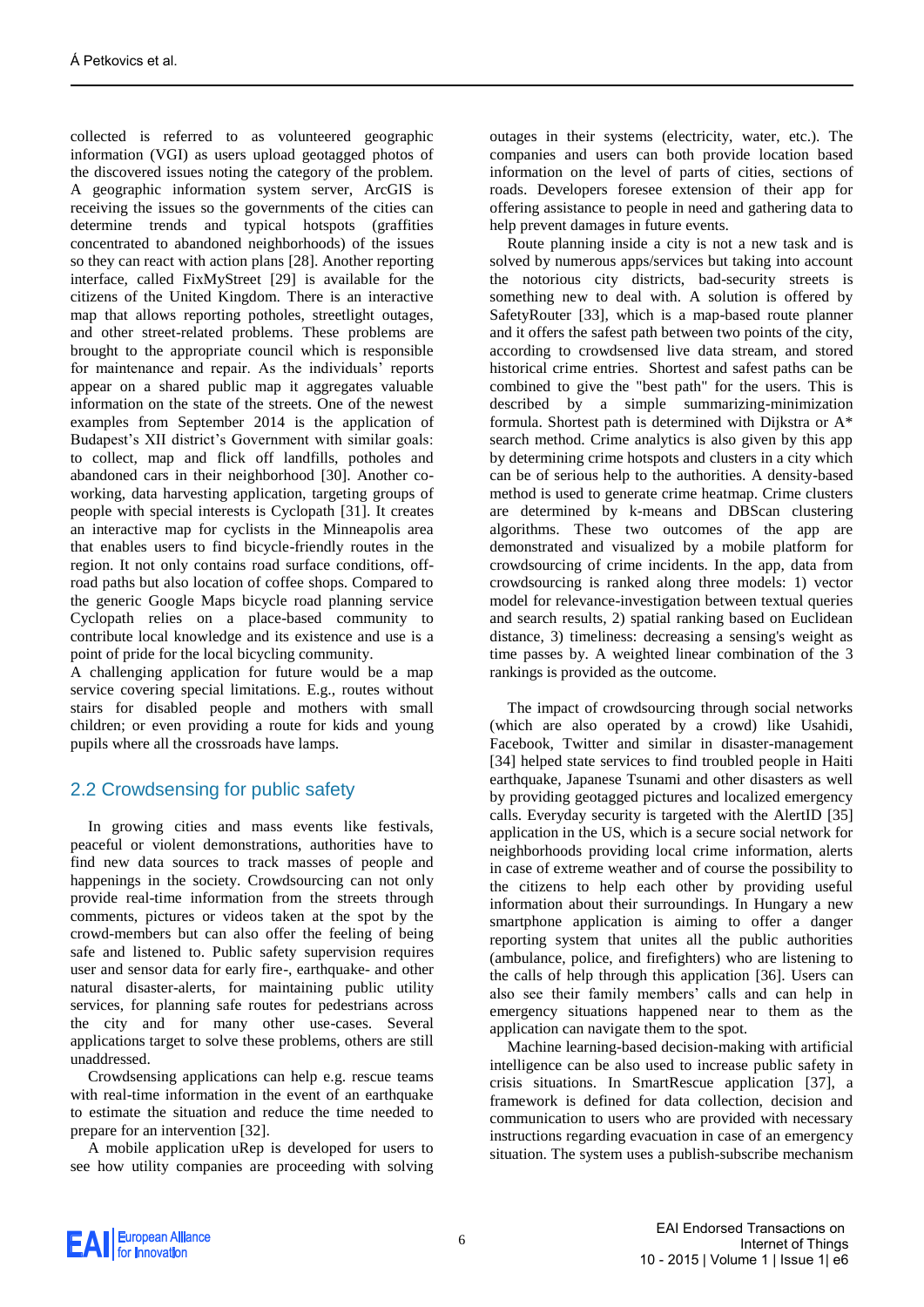collected is referred to as volunteered geographic information (VGI) as users upload geotagged photos of the discovered issues noting the category of the problem. A geographic information system server, ArcGIS is receiving the issues so the governments of the cities can determine trends and typical hotspots (graffities concentrated to abandoned neighborhoods) of the issues so they can react with action plans [28]. Another reporting interface, called FixMyStreet [29] is available for the citizens of the United Kingdom. There is an interactive map that allows reporting potholes, streetlight outages, and other street-related problems. These problems are brought to the appropriate council which is responsible for maintenance and repair. As the individuals' reports appear on a shared public map it aggregates valuable information on the state of the streets. One of the newest examples from September 2014 is the application of Budapest's XII district's Government with similar goals: to collect, map and flick off landfills, potholes and abandoned cars in their neighborhood [30]. Another co-working, data harvesting application, targeting groups of people with special interests is Cyclopath [31]. It creates an interactive map for cyclists in the Minneapolis area that enables users to find bicycle-friendly routes in the region. It not only contains road surface conditions, off-road paths but also location of coffee shops. Compared to the generic Google Maps bicycle road planning service Cyclopath relies on a place-based community to contribute local knowledge and its existence and use is a point of pride for the local bicycling community.

A challenging application for future would be a map service covering special limitations. E.g., routes without stairs for disabled people and mothers with small children; or even providing a route for kids and young pupils where all the crossroads have lamps.

## 2.2 Crowdsensing for public safety

In growing cities and mass events like festivals, peaceful or violent demonstrations, authorities have to find new data sources to track masses of people and happenings in the society. Crowdsourcing can not only provide real-time information from the streets through comments, pictures or videos taken at the spot by the crowd-members but can also offer the feeling of being safe and listened to. Public safety supervision requires user and sensor data for early fire-, earthquake- and other natural disaster-alerts, for maintaining public utility services, for planning safe routes for pedestrians across the city and for many other use-cases. Several applications target to solve these problems, others are still unaddressed.

Crowdsensing applications can help e.g. rescue teams with real-time information in the event of an earthquake to estimate the situation and reduce the time needed to prepare for an intervention [32].

A mobile application uRep is developed for users to see how utility companies are proceeding with solving outages in their systems (electricity, water, etc.). The companies and users can both provide location based information on the level of parts of cities, sections of roads. Developers foresee extension of their app for offering assistance to people in need and gathering data to help prevent damages in future events.

Route planning inside a city is not a new task and is solved by numerous apps/services but taking into account the notorious city districts, bad-security streets is something new to deal with. A solution is offered by SafetyRouter [33], which is a map-based route planner and it offers the safest path between two points of the city, according to crowdsensed live data stream, and stored historical crime entries. Shortest and safest paths can be combined to give the "best path" for the users. This is described by a simple summarizing-minimization formula. Shortest path is determined with Dijkstra or A* search method. Crime analytics is also given by this app by determining crime hotspots and clusters in a city which can be of serious help to the authorities. A density-based method is used to generate crime heatmap. Crime clusters are determined by k-means and DBScan clustering algorithms. These two outcomes of the app are demonstrated and visualized by a mobile platform for crowdsourcing of crime incidents. In the app, data from crowdsourcing is ranked along three models: 1) vector model for relevance-investigation between textual queries and search results, 2) spatial ranking based on Euclidean distance, 3) timeliness: decreasing a sensing's weight as time passes by. A weighted linear combination of the 3 rankings is provided as the outcome.

The impact of crowdsourcing through social networks (which are also operated by a crowd) like Usahidi, Facebook, Twitter and similar in disaster-management [34] helped state services to find troubled people in Haiti earthquake, Japanese Tsunami and other disasters as well by providing geotagged pictures and localized emergency calls. Everyday security is targeted with the AlertID [35] application in the US, which is a secure social network for neighborhoods providing local crime information, alerts in case of extreme weather and of course the possibility to the citizens to help each other by providing useful information about their surroundings. In Hungary a new smartphone application is aiming to offer a danger reporting system that unites all the public authorities (ambulance, police, and firefighters) who are listening to the calls of help through this application [36]. Users can also see their family members' calls and can help in emergency situations happened near to them as the application can navigate them to the spot.

Machine learning-based decision-making with artificial intelligence can be also used to increase public safety in crisis situations. In SmartRescue application [37], a framework is defined for data collection, decision and communication to users who are provided with necessary instructions regarding evacuation in case of an emergency situation. The system uses a publish-subscribe mechanism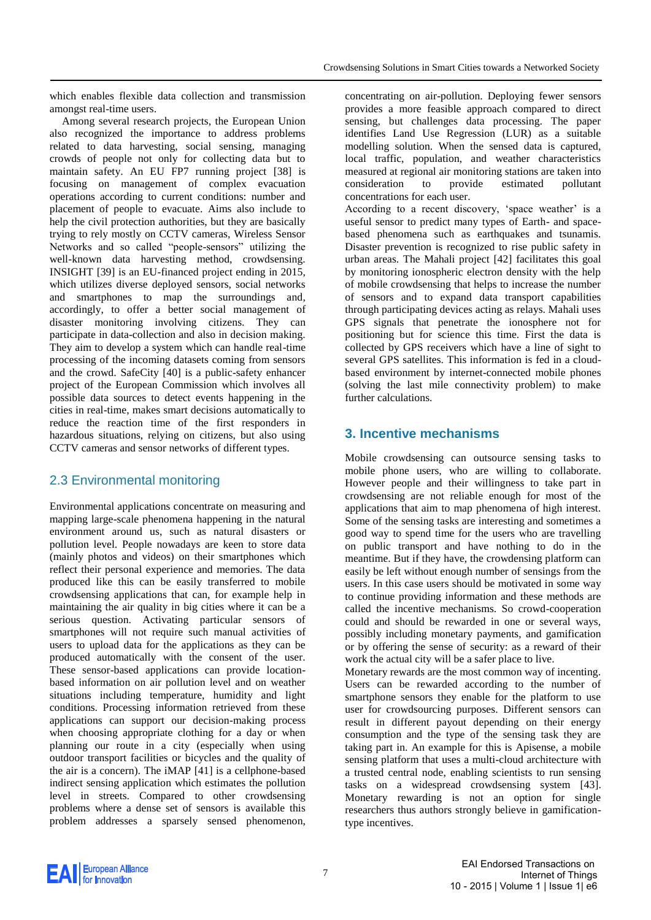which enables flexible data collection and transmission amongst real-time users.

Among several research projects, the European Union also recognized the importance to address problems related to data harvesting, social sensing, managing crowds of people not only for collecting data but to maintain safety. An EU FP7 running project [38] is focusing on management of complex evacuation operations according to current conditions: number and placement of people to evacuate. Aims also include to help the civil protection authorities, but they are basically trying to rely mostly on CCTV cameras, Wireless Sensor Networks and so called "people-sensors" utilizing the well-known data harvesting method, crowdsensing. INSIGHT [39] is an EU-financed project ending in 2015, which utilizes diverse deployed sensors, social networks and smartphones to map the surroundings and, accordingly, to offer a better social management of disaster monitoring involving citizens. They can participate in data-collection and also in decision making. They aim to develop a system which can handle real-time processing of the incoming datasets coming from sensors and the crowd. SafeCity [40] is a public-safety enhancer project of the European Commission which involves all possible data sources to detect events happening in the cities in real-time, makes smart decisions automatically to reduce the reaction time of the first responders in hazardous situations, relying on citizens, but also using CCTV cameras and sensor networks of different types.

## 2.3 Environmental monitoring

Environmental applications concentrate on measuring and mapping large-scale phenomena happening in the natural environment around us, such as natural disasters or pollution level. People nowadays are keen to store data (mainly photos and videos) on their smartphones which reflect their personal experience and memories. The data produced like this can be easily transferred to mobile crowdsensing applications that can, for example help in maintaining the air quality in big cities where it can be a serious question. Activating particular sensors of smartphones will not require such manual activities of users to upload data for the applications as they can be produced automatically with the consent of the user. These sensor-based applications can provide location-based information on air pollution level and on weather situations including temperature, humidity and light conditions. Processing information retrieved from these applications can support our decision-making process when choosing appropriate clothing for a day or when planning our route in a city (especially when using outdoor transport facilities or bicycles and the quality of the air is a concern). The iMAP [41] is a cellphone-based indirect sensing application which estimates the pollution level in streets. Compared to other crowdsensing problems where a dense set of sensors is available this problem addresses a sparsely sensed phenomenon, concentrating on air-pollution. Deploying fewer sensors provides a more feasible approach compared to direct sensing, but challenges data processing. The paper identifies Land Use Regression (LUR) as a suitable modelling solution. When the sensed data is captured, local traffic, population, and weather characteristics measured at regional air monitoring stations are taken into consideration to provide estimated pollutant concentrations for each user.

According to a recent discovery, 'space weather' is a useful sensor to predict many types of Earth- and space-based phenomena such as earthquakes and tsunamis. Disaster prevention is recognized to rise public safety in urban areas. The Mahali project [42] facilitates this goal by monitoring ionospheric electron density with the help of mobile crowdsensing that helps to increase the number of sensors and to expand data transport capabilities through participating devices acting as relays. Mahali uses GPS signals that penetrate the ionosphere not for positioning but for science this time. First the data is collected by GPS receivers which have a line of sight to several GPS satellites. This information is fed in a cloud-based environment by internet-connected mobile phones (solving the last mile connectivity problem) to make further calculations.

# 3. Incentive mechanisms

Mobile crowdsensing can outsource sensing tasks to mobile phone users, who are willing to collaborate. However people and their willingness to take part in crowdsensing are not reliable enough for most of the applications that aim to map phenomena of high interest. Some of the sensing tasks are interesting and sometimes a good way to spend time for the users who are travelling on public transport and have nothing to do in the meantime. But if they have, the crowdensing platform can easily be left without enough number of sensings from the users. In this case users should be motivated in some way to continue providing information and these methods are called the incentive mechanisms. So crowd-cooperation could and should be rewarded in one or several ways, possibly including monetary payments, and gamification or by offering the sense of security: as a reward of their work the actual city will be a safer place to live.

Monetary rewards are the most common way of incenting. Users can be rewarded according to the number of smartphone sensors they enable for the platform to use user for crowdsourcing purposes. Different sensors can result in different payout depending on their energy consumption and the type of the sensing task they are taking part in. An example for this is Apisense, a mobile sensing platform that uses a multi-cloud architecture with a trusted central node, enabling scientists to run sensing tasks on a widespread crowdsensing system [43]. Monetary rewarding is not an option for single researchers thus authors strongly believe in gamification-type incentives.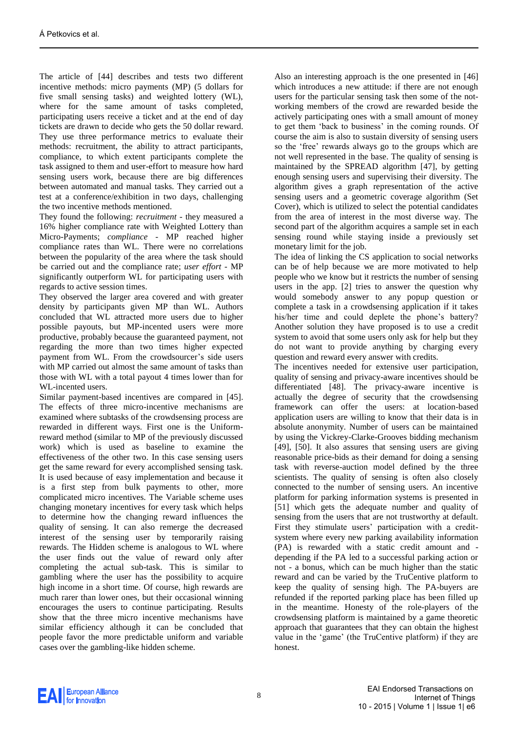The article of [44] describes and tests two different incentive methods: micro payments (MP) (5 dollars for five small sensing tasks) and weighted lottery (WL), where for the same amount of tasks completed, participating users receive a ticket and at the end of day tickets are drawn to decide who gets the 50 dollar reward. They use three performance metrics to evaluate their methods: recruitment, the ability to attract participants, compliance, to which extent participants complete the task assigned to them and user-effort to measure how hard sensing users work, because there are big differences between automated and manual tasks. They carried out a test at a conference/exhibition in two days, challenging the two incentive methods mentioned.

They found the following: *recruitment* - they measured a 16% higher compliance rate with Weighted Lottery than Micro-Payments; *compliance* - MP reached higher compliance rates than WL. There were no correlations between the popularity of the area where the task should be carried out and the compliance rate; *user effort* - MP significantly outperform WL for participating users with regards to active session times.

They observed the larger area covered and with greater density by participants given MP than WL. Authors concluded that WL attracted more users due to higher possible payouts, but MP-incented users were more productive, probably because the guaranteed payment, not regarding the more than two times higher expected payment from WL. From the crowdsourcer's side users with MP carried out almost the same amount of tasks than those with WL with a total payout 4 times lower than for WL-incented users.

Similar payment-based incentives are compared in [45]. The effects of three micro-incentive mechanisms are examined where subtasks of the crowdsensing process are rewarded in different ways. First one is the Uniform-reward method (similar to MP of the previously discussed work) which is used as baseline to examine the effectiveness of the other two. In this case sensing users get the same reward for every accomplished sensing task. It is used because of easy implementation and because it is a first step from bulk payments to other, more complicated micro incentives. The Variable scheme uses changing monetary incentives for every task which helps to determine how the changing reward influences the quality of sensing. It can also remerge the decreased interest of the sensing user by temporarily raising rewards. The Hidden scheme is analogous to WL where the user finds out the value of reward only after completing the actual sub-task. This is similar to gambling where the user has the possibility to acquire high income in a short time. Of course, high rewards are much rarer than lower ones, but their occasional winning encourages the users to continue participating. Results show that the three micro incentive mechanisms have similar efficiency although it can be concluded that people favor the more predictable uniform and variable cases over the gambling-like hidden scheme.

Also an interesting approach is the one presented in [46] which introduces a new attitude: if there are not enough users for the particular sensing task then some of the not-working members of the crowd are rewarded beside the actively participating ones with a small amount of money to get them 'back to business' in the coming rounds. Of course the aim is also to sustain diversity of sensing users so the 'free' rewards always go to the groups which are not well represented in the base. The quality of sensing is maintained by the SPREAD algorithm [47], by getting enough sensing users and supervising their diversity. The algorithm gives a graph representation of the active sensing users and a geometric coverage algorithm (Set Cover), which is utilized to select the potential candidates from the area of interest in the most diverse way. The second part of the algorithm acquires a sample set in each sensing round while staying inside a previously set monetary limit for the job.

The idea of linking the CS application to social networks can be of help because we are more motivated to help people who we know but it restricts the number of sensing users in the app. [2] tries to answer the question why would somebody answer to any popup question or complete a task in a crowdsensing application if it takes his/her time and could deplete the phone's battery? Another solution they have proposed is to use a credit system to avoid that some users only ask for help but they do not want to provide anything by charging every question and reward every answer with credits.

The incentives needed for extensive user participation, quality of sensing and privacy-aware incentives should be differentiated [48]. The privacy-aware incentive is actually the degree of security that the crowdsensing framework can offer the users: at location-based application users are willing to know that their data is in absolute anonymity. Number of users can be maintained by using the Vickrey-Clarke-Grooves bidding mechanism [49], [50]. It also assures that sensing users are giving reasonable price-bids as their demand for doing a sensing task with reverse-auction model defined by the three scientists. The quality of sensing is often also closely connected to the number of sensing users. An incentive platform for parking information systems is presented in [51] which gets the adequate number and quality of sensing from the users that are not trustworthy at default. First they stimulate users' participation with a credit-system where every new parking availability information (PA) is rewarded with a static credit amount and - depending if the PA led to a successful parking action or not - a bonus, which can be much higher than the static reward and can be varied by the TruCentive platform to keep the quality of sensing high. The PA-buyers are refunded if the reported parking place has been filled up in the meantime. Honesty of the role-players of the crowdsensing platform is maintained by a game theoretic approach that guarantees that they can obtain the highest value in the 'game' (the TruCentive platform) if they are honest.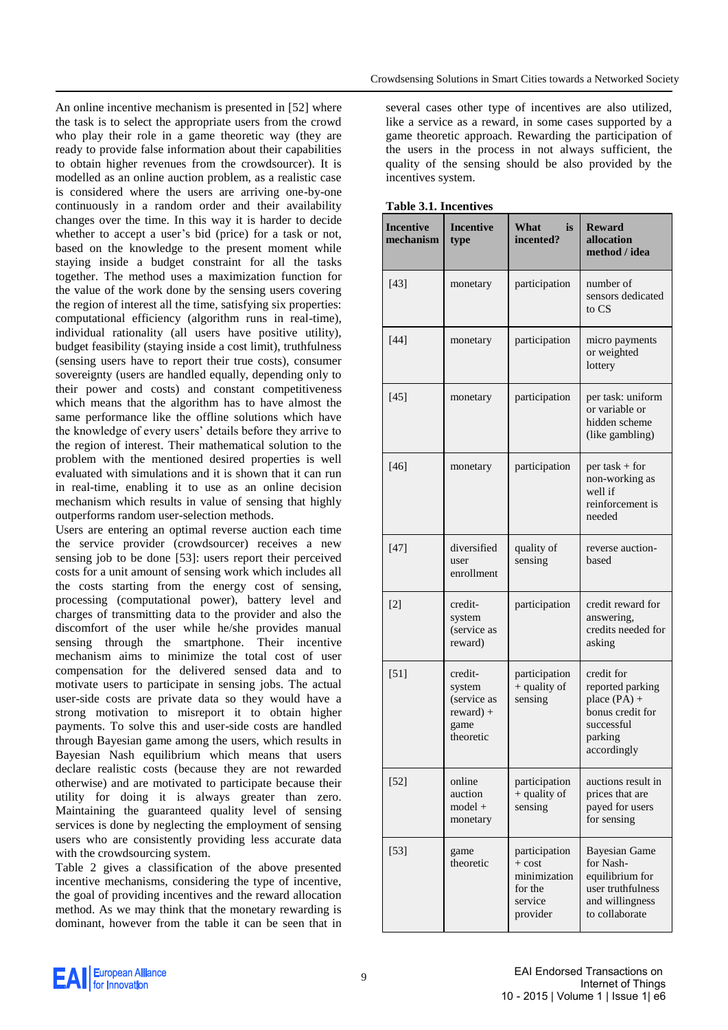An online incentive mechanism is presented in [52] where the task is to select the appropriate users from the crowd who play their role in a game theoretic way (they are ready to provide false information about their capabilities to obtain higher revenues from the crowdsourcer). It is modelled as an online auction problem, as a realistic case is considered where the users are arriving one-by-one continuously in a random order and their availability changes over the time. In this way it is harder to decide whether to accept a user's bid (price) for a task or not, based on the knowledge to the present moment while staying inside a budget constraint for all the tasks together. The method uses a maximization function for the value of the work done by the sensing users covering the region of interest all the time, satisfying six properties: computational efficiency (algorithm runs in real-time), individual rationality (all users have positive utility), budget feasibility (staying inside a cost limit), truthfulness (sensing users have to report their true costs), consumer sovereignty (users are handled equally, depending only to their power and costs) and constant competitiveness which means that the algorithm has to have almost the same performance like the offline solutions which have the knowledge of every users' details before they arrive to the region of interest. Their mathematical solution to the problem with the mentioned desired properties is well evaluated with simulations and it is shown that it can run in real-time, enabling it to use as an online decision mechanism which results in value of sensing that highly outperforms random user-selection methods.

Users are entering an optimal reverse auction each time the service provider (crowdsourcer) receives a new sensing job to be done [53]: users report their perceived costs for a unit amount of sensing work which includes all the costs starting from the energy cost of sensing, processing (computational power), battery level and charges of transmitting data to the provider and also the discomfort of the user while he/she provides manual sensing through the smartphone. Their incentive mechanism aims to minimize the total cost of user compensation for the delivered sensed data and to motivate users to participate in sensing jobs. The actual user-side costs are private data so they would have a strong motivation to misreport it to obtain higher payments. To solve this and user-side costs are handled through Bayesian game among the users, which results in Bayesian Nash equilibrium which means that users declare realistic costs (because they are not rewarded otherwise) and are motivated to participate because their utility for doing it is always greater than zero. Maintaining the guaranteed quality level of sensing services is done by neglecting the employment of sensing users who are consistently providing less accurate data with the crowdsourcing system.

Table 2 gives a classification of the above presented incentive mechanisms, considering the type of incentive, the goal of providing incentives and the reward allocation method. As we may think that the monetary rewarding is dominant, however from the table it can be seen that in several cases other type of incentives are also utilized, like a service as a reward, in some cases supported by a game theoretic approach. Rewarding the participation of the users in the process in not always sufficient, the quality of the sensing should be also provided by the incentives system.

**Table 3.1. Incentives**

| Incentive mechanism | Incentive type | What is incented? | Reward allocation method / idea |
|---|---|---|---|
| [43] | monetary | participation | number of sensors dedicated to CS |
| [44] | monetary | participation | micro payments or weighted lottery |
| [45] | monetary | participation | per task: uniform or variable or hidden scheme (like gambling) |
| [46] | monetary | participation | per task + for non-working as well if reinforcement is needed |
| [47] | diversified user enrollment | quality of sensing | reverse auction-based |
| [2] | credit-system (service as reward) | participation | credit reward for answering, credits needed for asking |
| [51] | credit-system (service as reward) + game theoretic | participation + quality of sensing | credit for reported parking place (PA) + bonus credit for successful parking accordingly |
| [52] | online auction model + monetary | participation + quality of sensing | auctions result in prices that are payed for users for sensing |
| [53] | game theoretic | participation + cost minimization for the service provider | Bayesian Game for Nash-equilibrium for user truthfulness and willingness to collaborate |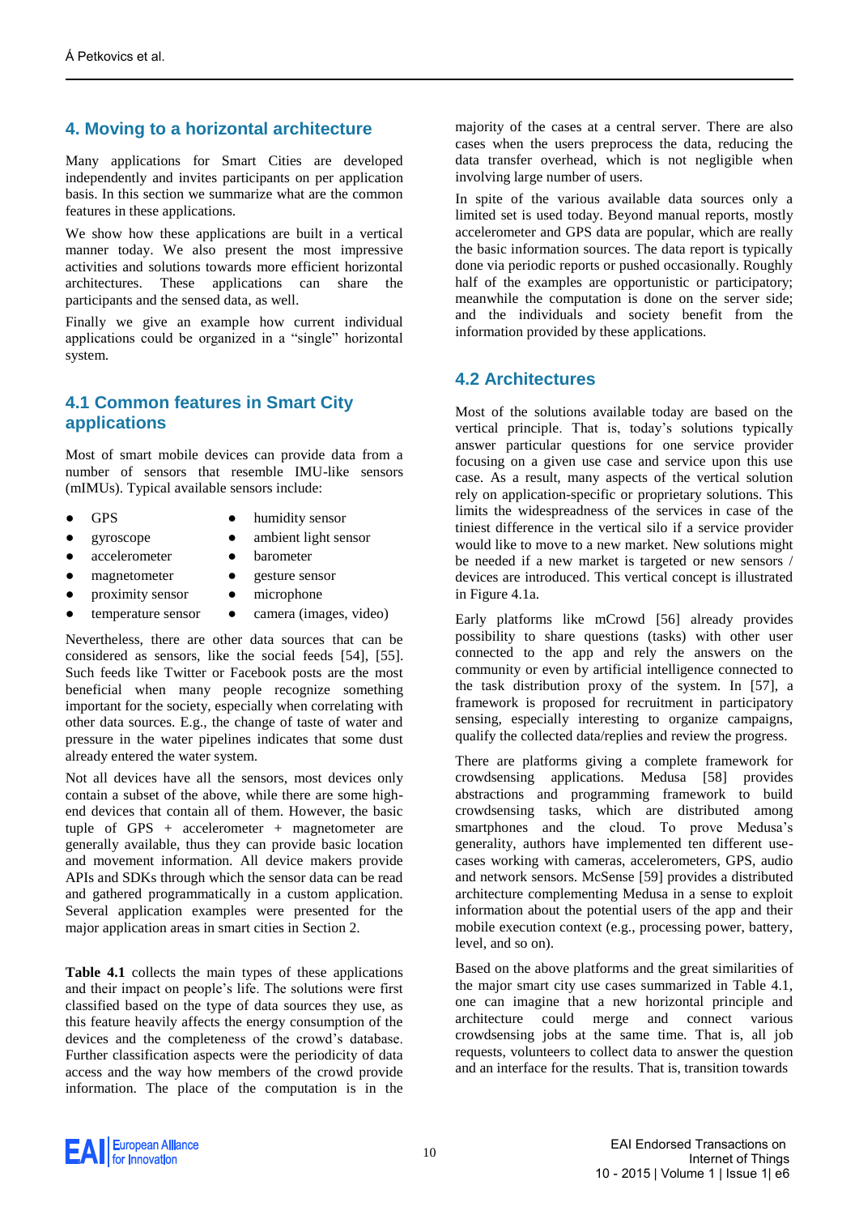## 4. Moving to a horizontal architecture

Many applications for Smart Cities are developed independently and invites participants on per application basis. In this section we summarize what are the common features in these applications.

We show how these applications are built in a vertical manner today. We also present the most impressive activities and solutions towards more efficient horizontal architectures. These applications can share the participants and the sensed data, as well.

Finally we give an example how current individual applications could be organized in a "single" horizontal system.

### 4.1 Common features in Smart City applications

Most of smart mobile devices can provide data from a number of sensors that resemble IMU-like sensors (mIMUs). Typical available sensors include:

- GPS
- gyroscope
- accelerometer
- magnetometer
- proximity sensor
- temperature sensor
- humidity sensor
- ambient light sensor
- barometer
- gesture sensor
- microphone
- camera (images, video)

Nevertheless, there are other data sources that can be considered as sensors, like the social feeds [54], [55]. Such feeds like Twitter or Facebook posts are the most beneficial when many people recognize something important for the society, especially when correlating with other data sources. E.g., the change of taste of water and pressure in the water pipelines indicates that some dust already entered the water system.

Not all devices have all the sensors, most devices only contain a subset of the above, while there are some high-end devices that contain all of them. However, the basic tuple of GPS + accelerometer + magnetometer are generally available, thus they can provide basic location and movement information. All device makers provide APIs and SDKs through which the sensor data can be read and gathered programmatically in a custom application. Several application examples were presented for the major application areas in smart cities in Section 2.

**Table 4.1** collects the main types of these applications and their impact on people's life. The solutions were first classified based on the type of data sources they use, as this feature heavily affects the energy consumption of the devices and the completeness of the crowd's database. Further classification aspects were the periodicity of data access and the way how members of the crowd provide information. The place of the computation is in the majority of the cases at a central server. There are also cases when the users preprocess the data, reducing the data transfer overhead, which is not negligible when involving large number of users.

In spite of the various available data sources only a limited set is used today. Beyond manual reports, mostly accelerometer and GPS data are popular, which are really the basic information sources. The data report is typically done via periodic reports or pushed occasionally. Roughly half of the examples are opportunistic or participatory; meanwhile the computation is done on the server side; and the individuals and society benefit from the information provided by these applications.

### 4.2 Architectures

Most of the solutions available today are based on the vertical principle. That is, today's solutions typically answer particular questions for one service provider focusing on a given use case and service upon this use case. As a result, many aspects of the vertical solution rely on application-specific or proprietary solutions. This limits the widespreadness of the services in case of the tiniest difference in the vertical silo if a service provider would like to move to a new market. New solutions might be needed if a new market is targeted or new sensors / devices are introduced. This vertical concept is illustrated in Figure 4.1a.

Early platforms like mCrowd [56] already provides possibility to share questions (tasks) with other user connected to the app and rely the answers on the community or even by artificial intelligence connected to the task distribution proxy of the system. In [57], a framework is proposed for recruitment in participatory sensing, especially interesting to organize campaigns, qualify the collected data/replies and review the progress.

There are platforms giving a complete framework for crowdsensing applications. Medusa [58] provides abstractions and programming framework to build crowdsensing tasks, which are distributed among smartphones and the cloud. To prove Medusa's generality, authors have implemented ten different use-cases working with cameras, accelerometers, GPS, audio and network sensors. McSense [59] provides a distributed architecture complementing Medusa in a sense to exploit information about the potential users of the app and their mobile execution context (e.g., processing power, battery, level, and so on).

Based on the above platforms and the great similarities of the major smart city use cases summarized in Table 4.1, one can imagine that a new horizontal principle and architecture could merge and connect various crowdsensing jobs at the same time. That is, all job requests, volunteers to collect data to answer the question and an interface for the results. That is, transition towards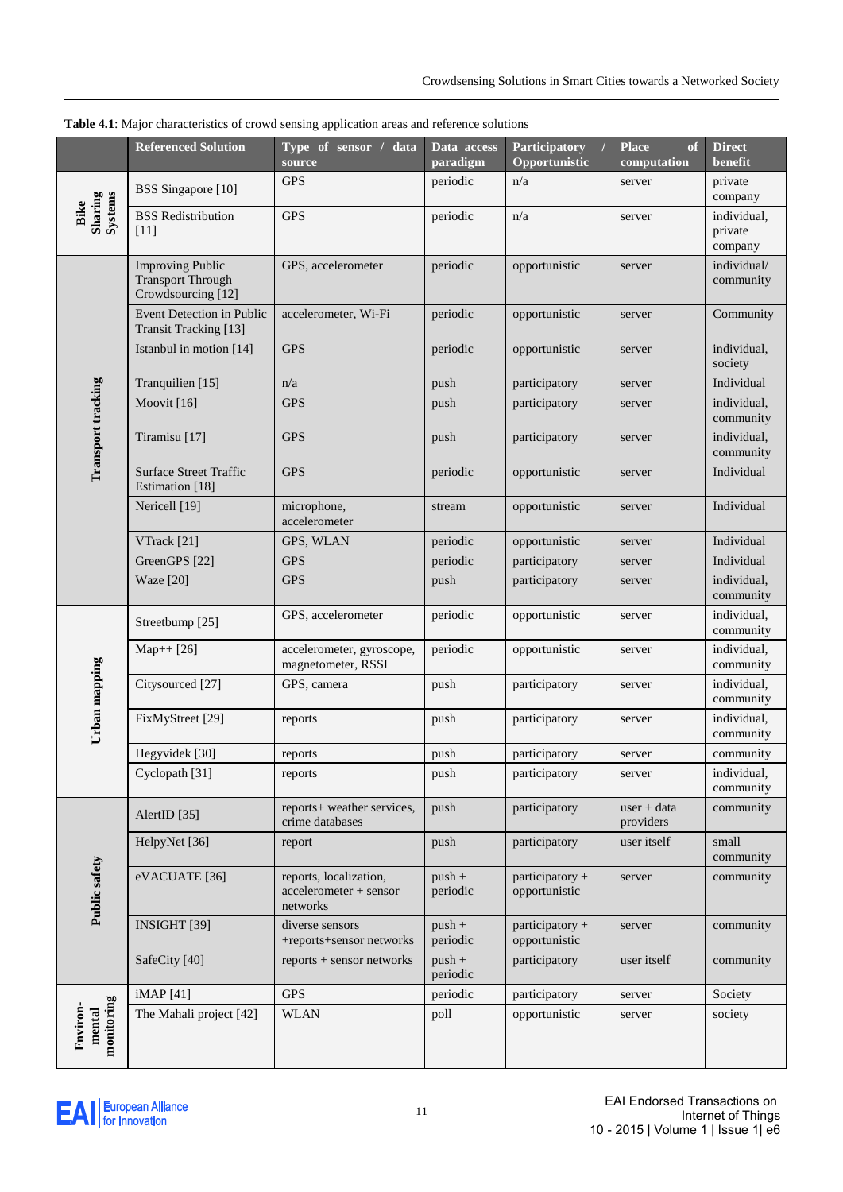**Table 4.1**: Major characteristics of crowd sensing application areas and reference solutions

| | Referenced Solution | Type of sensor / data source | Data access paradigm | Participatory / Opportunistic | Place of computation | Direct benefit |
|---|---|---|---|---|---|---|
| **Bike Sharing Systems** | BSS Singapore [10] | GPS | periodic | n/a | server | private company |
| | BSS Redistribution [11] | GPS | periodic | n/a | server | individual, private company |
| **Transport tracking** | Improving Public Transport Through Crowdsourcing [12] | GPS, accelerometer | periodic | opportunistic | server | individual/ community |
| | Event Detection in Public Transit Tracking [13] | accelerometer, Wi-Fi | periodic | opportunistic | server | Community |
| | Istanbul in motion [14] | GPS | periodic | opportunistic | server | individual, society |
| | Tranquilien [15] | n/a | push | participatory | server | Individual |
| | Moovit [16] | GPS | push | participatory | server | individual, community |
| | Tiramisu [17] | GPS | push | participatory | server | individual, community |
| | Surface Street Traffic Estimation [18] | GPS | periodic | opportunistic | server | Individual |
| | Nericell [19] | microphone, accelerometer | stream | opportunistic | server | Individual |
| | VTrack [21] | GPS, WLAN | periodic | opportunistic | server | Individual |
| | GreenGPS [22] | GPS | periodic | participatory | server | Individual |
| | Waze [20] | GPS | push | participatory | server | individual, community |
| **Urban mapping** | Streetbump [25] | GPS, accelerometer | periodic | opportunistic | server | individual, community |
| | Map++ [26] | accelerometer, gyroscope, magnetometer, RSSI | periodic | opportunistic | server | individual, community |
| | Citysourced [27] | GPS, camera | push | participatory | server | individual, community |
| | FixMyStreet [29] | reports | push | participatory | server | individual, community |
| | Hegyvidek [30] | reports | push | participatory | server | community |
| | Cyclopath [31] | reports | push | participatory | server | individual, community |
| **Public safety** | AlertID [35] | reports+ weather services, crime databases | push | participatory | user + data providers | community |
| | HelpyNet [36] | report | push | participatory | user itself | small community |
| | eVACUATE [36] | reports, localization, accelerometer + sensor networks | push + periodic | participatory + opportunistic | server | community |
| | INSIGHT [39] | diverse sensors +reports+sensor networks | push + periodic | participatory + opportunistic | server | community |
| | SafeCity [40] | reports + sensor networks | push + periodic | participatory | user itself | community |
| **Environ-mental monitoring** | iMAP [41] | GPS | periodic | participatory | server | Society |
| | The Mahali project [42] | WLAN | poll | opportunistic | server | society |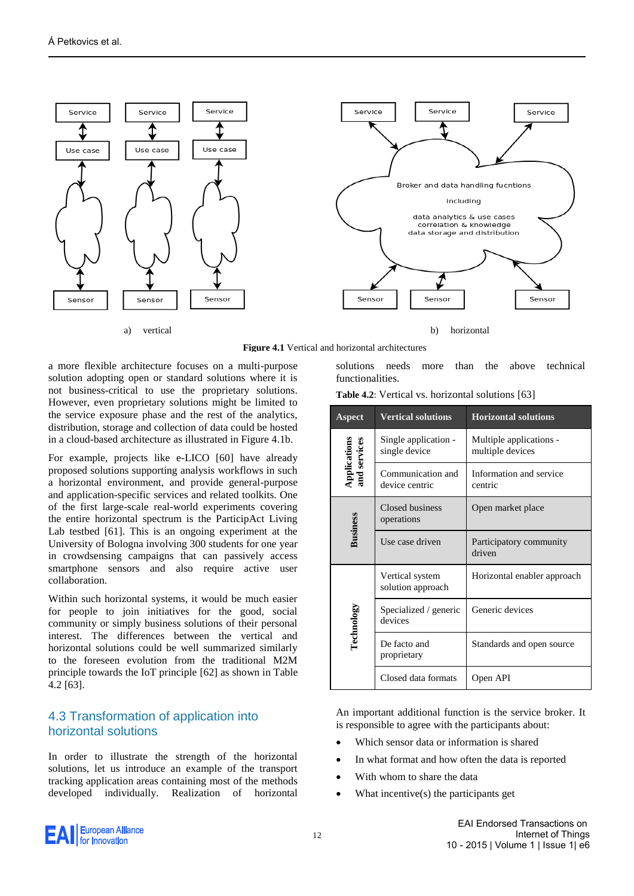a) vertical

b) horizontal

**Figure 4.1** Vertical and horizontal architectures

a more flexible architecture focuses on a multi-purpose solution adopting open or standard solutions where it is not business-critical to use the proprietary solutions. However, even proprietary solutions might be limited to the service exposure phase and the rest of the analytics, distribution, storage and collection of data could be hosted in a cloud-based architecture as illustrated in Figure 4.1b.

For example, projects like e-LICO [60] have already proposed solutions supporting analysis workflows in such a horizontal environment, and provide general-purpose and application-specific services and related toolkits. One of the first large-scale real-world experiments covering the entire horizontal spectrum is the ParticipAct Living Lab testbed [61]. This is an ongoing experiment at the University of Bologna involving 300 students for one year in crowdsensing campaigns that can passively access smartphone sensors and also require active user collaboration.

Within such horizontal systems, it would be much easier for people to join initiatives for the good, social community or simply business solutions of their personal interest. The differences between the vertical and horizontal solutions could be well summarized similarly to the foreseen evolution from the traditional M2M principle towards the IoT principle [62] as shown in Table 4.2 [63].

## 4.3 Transformation of application into horizontal solutions

In order to illustrate the strength of the horizontal solutions, let us introduce an example of the transport tracking application areas containing most of the methods developed individually. Realization of horizontal solutions needs more than the above technical functionalities.

**Table 4.2**: Vertical vs. horizontal solutions [63]

| Aspect | Vertical solutions | Horizontal solutions |
|---|---|---|
| Applications and services | Single application - single device | Multiple applications - multiple devices |
| | Communication and device centric | Information and service centric |
| Business | Closed business operations | Open market place |
| | Use case driven | Participatory community driven |
| Technology | Vertical system solution approach | Horizontal enabler approach |
| | Specialized / generic devices | Generic devices |
| | De facto and proprietary | Standards and open source |
| | Closed data formats | Open API |

An important additional function is the service broker. It is responsible to agree with the participants about:

- Which sensor data or information is shared
- In what format and how often the data is reported
- With whom to share the data
- What incentive(s) the participants get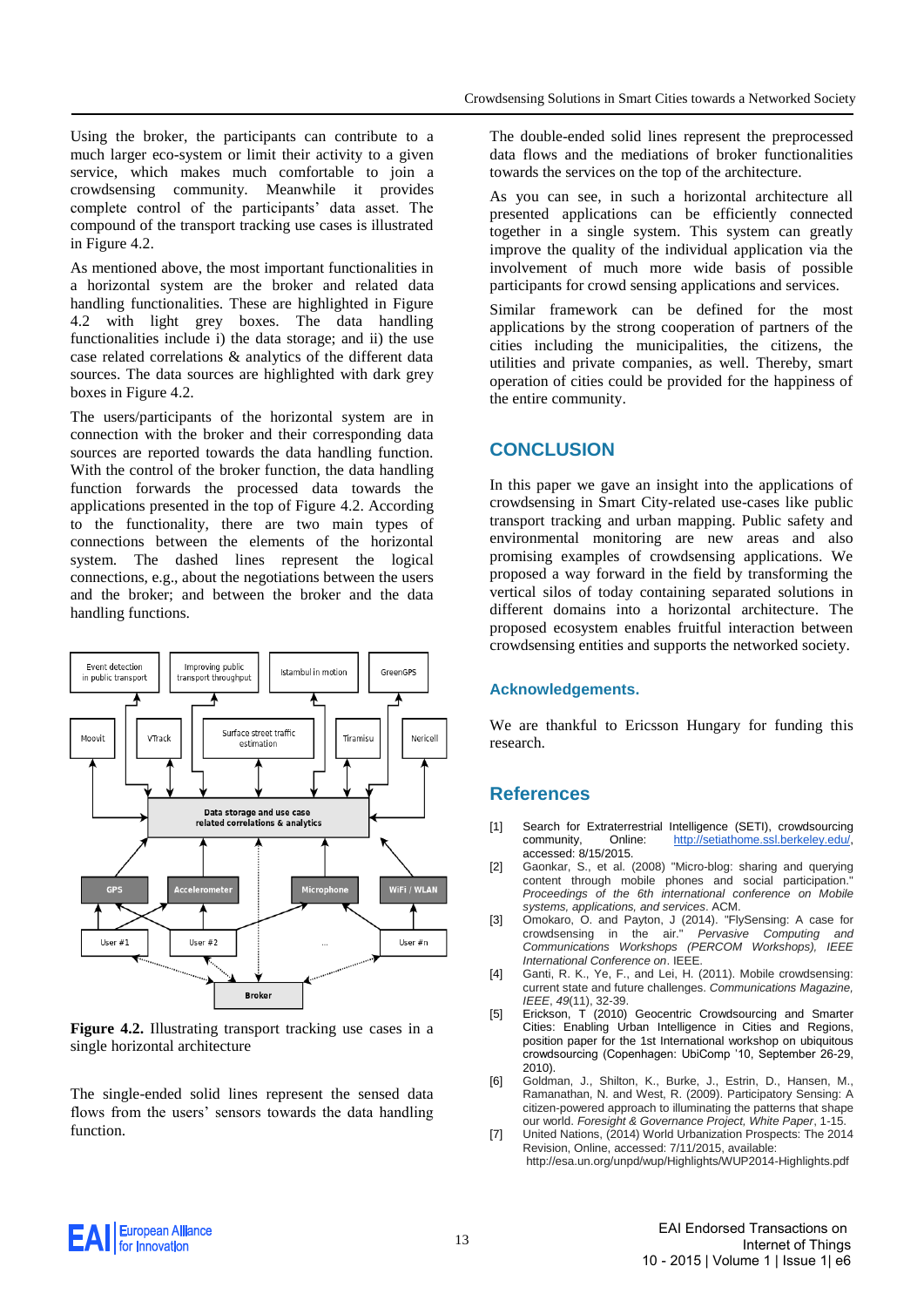Using the broker, the participants can contribute to a much larger eco-system or limit their activity to a given service, which makes much comfortable to join a crowdsensing community. Meanwhile it provides complete control of the participants' data asset. The compound of the transport tracking use cases is illustrated in Figure 4.2.

As mentioned above, the most important functionalities in a horizontal system are the broker and related data handling functionalities. These are highlighted in Figure 4.2 with light grey boxes. The data handling functionalities include i) the data storage; and ii) the use case related correlations & analytics of the different data sources. The data sources are highlighted with dark grey boxes in Figure 4.2.

The users/participants of the horizontal system are in connection with the broker and their corresponding data sources are reported towards the data handling function. With the control of the broker function, the data handling function forwards the processed data towards the applications presented in the top of Figure 4.2. According to the functionality, there are two main types of connections between the elements of the horizontal system. The dashed lines represent the logical connections, e.g., about the negotiations between the users and the broker; and between the broker and the data handling functions.

**Figure 4.2.** Illustrating transport tracking use cases in a single horizontal architecture

The single-ended solid lines represent the sensed data flows from the users' sensors towards the data handling function.

The double-ended solid lines represent the preprocessed data flows and the mediations of broker functionalities towards the services on the top of the architecture.

As you can see, in such a horizontal architecture all presented applications can be efficiently connected together in a single system. This system can greatly improve the quality of the individual application via the involvement of much more wide basis of possible participants for crowd sensing applications and services.

Similar framework can be defined for the most applications by the strong cooperation of partners of the cities including the municipalities, the citizens, the utilities and private companies, as well. Thereby, smart operation of cities could be provided for the happiness of the entire community.

## CONCLUSION

In this paper we gave an insight into the applications of crowdsensing in Smart City-related use-cases like public transport tracking and urban mapping. Public safety and environmental monitoring are new areas and also promising examples of crowdsensing applications. We proposed a way forward in the field by transforming the vertical silos of today containing separated solutions in different domains into a horizontal architecture. The proposed ecosystem enables fruitful interaction between crowdsensing entities and supports the networked society.

### Acknowledgements.

We are thankful to Ericsson Hungary for funding this research.

## References

[1] Search for Extraterrestrial Intelligence (SETI), crowdsourcing community, Online: http://setiathome.ssl.berkeley.edu/, accessed: 8/15/2015.

[2] Gaonkar, S., et al. (2008) "Micro-blog: sharing and querying content through mobile phones and social participation." *Proceedings of the 6th international conference on Mobile systems, applications, and services*. ACM.

[3] Omokaro, O. and Payton, J (2014). "FlySensing: A case for crowdsensing in the air." *Pervasive Computing and Communications Workshops (PERCOM Workshops), IEEE International Conference on*. IEEE.

[4] Ganti, R. K., Ye, F., and Lei, H. (2011). Mobile crowdsensing: current state and future challenges. *Communications Magazine, IEEE*, *49*(11), 32-39.

[5] Erickson, T (2010) Geocentric Crowdsourcing and Smarter Cities: Enabling Urban Intelligence in Cities and Regions, position paper for the 1st International workshop on ubiquitous crowdsourcing (Copenhagen: UbiComp '10, September 26-29, 2010).

[6] Goldman, J., Shilton, K., Burke, J., Estrin, D., Hansen, M., Ramanathan, N. and West, R. (2009). Participatory Sensing: A citizen-powered approach to illuminating the patterns that shape our world. *Foresight & Governance Project, White Paper*, 1-15.

[7] United Nations, (2014) World Urbanization Prospects: The 2014 Revision, Online, accessed: 7/11/2015, available: http://esa.un.org/unpd/wup/Highlights/WUP2014-Highlights.pdf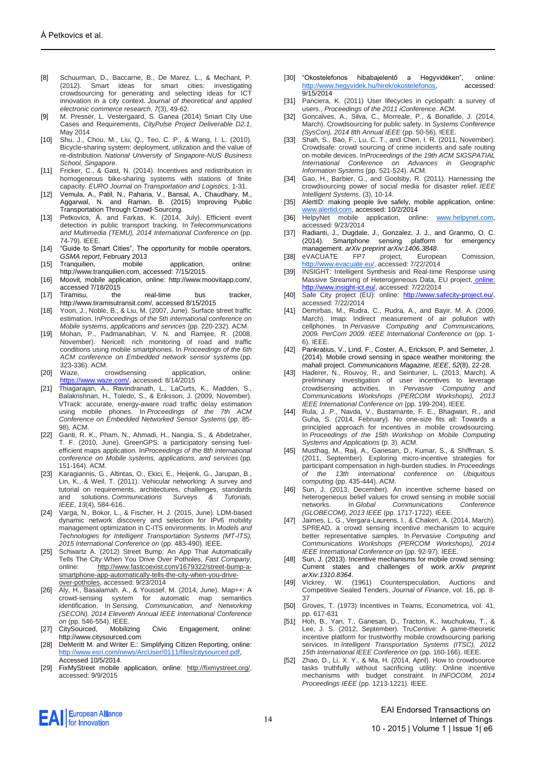[8] Schuurman, D., Baccarne, B., De Marez, L., & Mechant, P. (2012). Smart ideas for smart cities: investigating crowdsourcing for generating and selecting ideas for ICT innovation in a city context. *Journal of theoretical and applied electronic commerce research*, *7*(3), 49-62.

[9] M. Presser, L. Vestergaard, S. Ganea (2014) Smart City Use Cases and Requirements, *CityPulse Project Deliverable D2.1*, May 2014

[10] Shu, J., Chou, M., Liu, Q., Teo, C. P., & Wang, I. L. (2010). Bicycle-sharing system: deployment, utilization and the value of re-distribution. *National University of Singapore-NUS Business School, Singapore.*

[11] Fricker, C., & Gast, N. (2014). Incentives and redistribution in homogeneous bike-sharing systems with stations of finite capacity. *EURO Journal on Transportation and Logistics*, 1-31.

[12] Vemula, A., Patil, N., Paharia, V., Bansal, A., Chaudhary, M., Aggarwal, N. and Raman, B. (2015) Improving Public Transportation Through Crowd-Sourcing.

[13] Petkovics, Á. and Farkas, K. (2014, July). Efficient event detection in public transport tracking. In *Telecommunications and Multimedia (TEMU), 2014 International Conference on* (pp. 74-79). IEEE.

[14] "Guide to Smart Cities", The opportunity for mobile operators, *GSMA report*, February 2013

[15] Tranquilien, mobile application, online: http://www.tranquilien.com, accessed: 7/15/2015

[16] Moovit, mobile application, online: http://www.moovitapp.com/, accessed 7/18/2015

[17] Tiramisu, the real-time bus tracker, http://www.tiramisutransit.com/, accessed 8/15/2015

[18] Yoon, J., Noble, B., & Liu, M. (2007, June). Surface street traffic estimation. In *Proceedings of the 5th international conference on Mobile systems, applications and services* (pp. 220-232). ACM.

[19] Mohan, P., Padmanabhan, V. N. and Ramjee, R. (2008, November). Nericell: rich monitoring of road and traffic conditions using mobile smartphones. In *Proceedings of the 6th ACM conference on Embedded network sensor systems* (pp. 323-336). ACM.

[20] Waze, crowdsensing application, online: https://www.waze.com/, accessed: 8/14/2015

[21] Thiagarajan, A., Ravindranath, L., LaCurts, K., Madden, S., Balakrishnan, H., Toledo, S., & Eriksson, J. (2009, November). VTrack: accurate, energy-aware road traffic delay estimation using mobile phones. In *Proceedings of the 7th ACM Conference on Embedded Networked Sensor Systems* (pp. 85-98). ACM.

[22] Ganti, R. K., Pham, N., Ahmadi, H., Nangia, S., & Abdelzaher, T. F. (2010, June). GreenGPS: a participatory sensing fuel-efficient maps application. In *Proceedings of the 8th international conference on Mobile systems, applications, and services* (pp. 151-164). ACM.

[23] Karagiannis, G., Altintas, O., Ekici, E., Heijenk, G., Jarupan, B., Lin, K., & Weil, T. (2011). Vehicular networking: A survey and tutorial on requirements, architectures, challenges, standards and solutions. *Communications Surveys & Tutorials, IEEE*, *13*(4), 584-616..

[24] Varga, N., Bokor, L., & Fischer, H. J. (2015, June). LDM-based dynamic network discovery and selection for IPv6 mobility management optimization in C-ITS environments. In *Models and Technologies for Intelligent Transportation Systems (MT-ITS), 2015 International Conference on* (pp. 483-490). IEEE.

[25] Schwartz A. (2012) Street Bump: An App That Automatically Tells The City When You Drive Over Potholes, *Fast Company,* online: http://www.fastcoexist.com/1679322/street-bump-a-smartphone-app-automatically-tells-the-city-when-you-drive-over-potholes, accessed: 9/23/2014

[26] Aly, H., Basalamah, A., & Youssef, M. (2014, June). Map++: A crowd-sensing system for automatic map semantics identification. In *Sensing, Communication, and Networking (SECON), 2014 Eleventh Annual IEEE International Conference on* (pp. 546-554). IEEE.

[27] CitySourced, Mobilizing Civic Engagement, online: http://www.citysourced.com

[28] DeMeritt M. and Writer E.: Simplifying Citizen Reporting, online: http://www.esri.com/news/ArcUser/0111/files/citysourced.pdf, Accessed 10/5/2014.

[29] FixMyStreet mobile application, online: http://fixmystreet.org/, accessed: 9/9/2015

[30] "Okostelefonos hibabajelentő a Hegyvidéken", online: http://www.hegyvidek.hu/hirek/okostelefonos, accessed: 9/15/2014

[31] Panciera, K. (2011) User lifecycles in cyclopath: a survey of users., *Proceedings of the 2011 iConference*. ACM.

[32] Goncalves, A., Silva, C., Morreale, P., & Bonafide, J. (2014, March). Crowdsourcing for public safety. In *Systems Conference (SysCon), 2014 8th Annual IEEE* (pp. 50-56). IEEE.

[33] Shah, S., Bao, F., Lu, C. T., and Chen, I. R. (2011, November). Crowdsafe: crowd sourcing of crime incidents and safe routing on mobile devices. In *Proceedings of the 19th ACM SIGSPATIAL International Conference on Advances in Geographic Information Systems* (pp. 521-524). ACM.

[34] Gao, H., Barbier, G., and Goolsby, R. (2011). Harnessing the crowdsourcing power of social media for disaster relief. *IEEE Intelligent Systems*, (3), 10-14.

[35] AlertID: making people live safely, mobile application, online: www.alertid.com, accessed: 10/2/2014

[36] HelpyNet mobile application, online: www.helpynet.com, accessed: 9/23/2014

[37] Radianti, J., Dugdale, J., Gonzalez, J. J., and Granmo, O. C. (2014). Smartphone sensing platform for emergency management. *arXiv preprint arXiv:1406.3848*.

[38] eVACUATE FP7 project, European Comission, http://www.evacuate.eu/, accessed: 7/22/2014

[39] INSIGHT: Intelligent Synthesis and Real-time Response using Massive Streaming of Heterogeneous Data, EU project, online: http://www.insight-ict.eu/, accessed: 7/22/2014

[40] Safe City project (EU): online: http://www.safecity-project.eu/, accessed: 7/22/2014

[41] Demirbas, M., Rudra, C., Rudra, A., and Bayir, M. A. (2009, March). Imap: Indirect measurement of air pollution with cellphones. In *Pervasive Computing and Communications, 2009. PerCom 2009. IEEE International Conference on* (pp. 1-6). IEEE.

[42] Pankratius, V., Lind, F., Coster, A., Erickson, P. and Semeter, J. (2014). Mobile crowd sensing in space weather monitoring: the mahali project. *Communications Magazine, IEEE*, *52*(8), 22-28.

[43] Haderer, N., Rouvoy, R., and Seinturier, L. (2013, March). A preliminary investigation of user incentives to leverage crowdsensing activities. In *Pervasive Computing and Communications Workshops (PERCOM Workshops), 2013 IEEE International Conference on* (pp. 199-204). IEEE.

[44] Rula, J. P., Navda, V., Bustamante, F. E., Bhagwan, R., and Guha, S. (2014, February). No one-size fits all: Towards a principled approach for incentives in mobile crowdsourcing. In *Proceedings of the 15th Workshop on Mobile Computing Systems and Applications* (p. 3). ACM.

[45] Musthag, M., Raij, A., Ganesan, D., Kumar, S., & Shiffman, S. (2011, September). Exploring micro-incentive strategies for participant compensation in high-burden studies. In *Proceedings of the 13th international conference on Ubiquitous computing* (pp. 435-444). ACM.

[46] Sun, J. (2013, December). An incentive scheme based on heterogeneous belief values for crowd sensing in mobile social networks. In *Global Communications Conference (GLOBECOM), 2013 IEEE* (pp. 1717-1722). IEEE.

[47] Jaimes, L. G., Vergara-Laurens, I., & Chakeri, A. (2014, March). SPREAD, a crowd sensing incentive mechanism to acquire better representative samples. In *Pervasive Computing and Communications Workshops (PERCOM Workshops), 2014 IEEE International Conference on* (pp. 92-97). IEEE.

[48] Sun, J. (2013). Incentive mechanisms for mobile crowd sensing: Current states and challenges of work. *arXiv preprint arXiv:1310.8364*.

[49] Vickrey, W. (1961) Counterspeculation, Auctions and Competitive Sealed Tenders, *Journal of Finance*, vol. 16, pp. 8-37

[50] Groves, T. (1973) Incentives in Teams, Econometrica, vol. 41, pp. 617-631

[51] Hoh, B., Yan, T., Ganesan, D., Tracton, K., Iwuchukwu, T., & Lee, J. S. (2012, September). TruCentive: A game-theoretic incentive platform for trustworthy mobile crowdsourcing parking services. In *Intelligent Transportation Systems (ITSC), 2012 15th International IEEE Conference on* (pp. 160-166). IEEE.

[52] Zhao, D., Li, X. Y., & Ma, H. (2014, April). How to crowdsource tasks truthfully without sacrificing utility: Online incentive mechanisms with budget constraint. In *INFOCOM, 2014 Proceedings IEEE* (pp. 1213-1221). IEEE.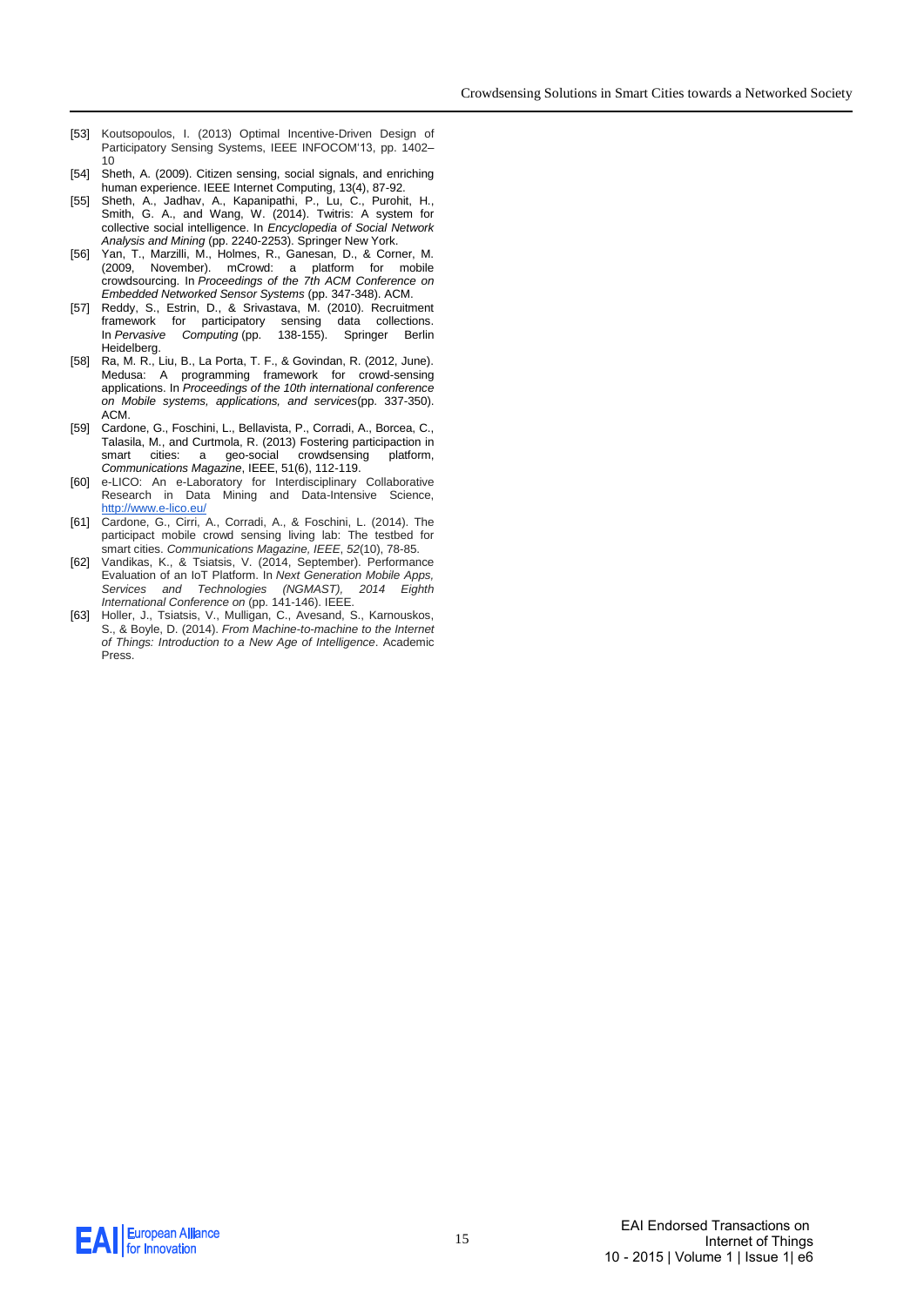[53] Koutsopoulos, I. (2013) Optimal Incentive-Driven Design of Participatory Sensing Systems, IEEE INFOCOM'13, pp. 1402–10

[54] Sheth, A. (2009). Citizen sensing, social signals, and enriching human experience. IEEE Internet Computing, 13(4), 87-92.

[55] Sheth, A., Jadhav, A., Kapanipathi, P., Lu, C., Purohit, H., Smith, G. A., and Wang, W. (2014). Twitris: A system for collective social intelligence. In *Encyclopedia of Social Network Analysis and Mining* (pp. 2240-2253). Springer New York.

[56] Yan, T., Marzilli, M., Holmes, R., Ganesan, D., & Corner, M. (2009, November). mCrowd: a platform for mobile crowdsourcing. In *Proceedings of the 7th ACM Conference on Embedded Networked Sensor Systems* (pp. 347-348). ACM.

[57] Reddy, S., Estrin, D., & Srivastava, M. (2010). Recruitment framework for participatory sensing data collections. In *Pervasive Computing* (pp. 138-155). Springer Berlin Heidelberg.

[58] Ra, M. R., Liu, B., La Porta, T. F., & Govindan, R. (2012, June). Medusa: A programming framework for crowd-sensing applications. In *Proceedings of the 10th international conference on Mobile systems, applications, and services*(pp. 337-350). ACM.

[59] Cardone, G., Foschini, L., Bellavista, P., Corradi, A., Borcea, C., Talasila, M., and Curtmola, R. (2013) Fostering participaction in smart cities: a geo-social crowdsensing platform, *Communications Magazine*, IEEE, 51(6), 112-119.

[60] e-LICO: An e-Laboratory for Interdisciplinary Collaborative Research in Data Mining and Data-Intensive Science, http://www.e-lico.eu/

[61] Cardone, G., Cirri, A., Corradi, A., & Foschini, L. (2014). The participact mobile crowd sensing living lab: The testbed for smart cities. *Communications Magazine, IEEE*, *52*(10), 78-85.

[62] Vandikas, K., & Tsiatsis, V. (2014, September). Performance Evaluation of an IoT Platform. In *Next Generation Mobile Apps, Services and Technologies (NGMAST), 2014 Eighth International Conference on* (pp. 141-146). IEEE.

[63] Holler, J., Tsiatsis, V., Mulligan, C., Avesand, S., Karnouskos, S., & Boyle, D. (2014). *From Machine-to-machine to the Internet of Things: Introduction to a New Age of Intelligence*. Academic Press.